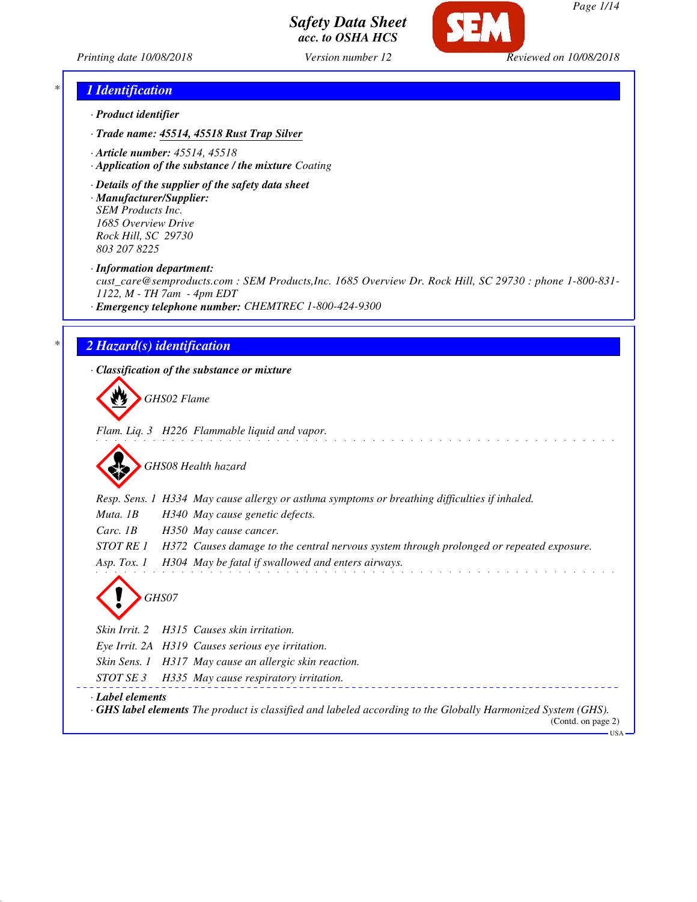# Safety Data Sheet
*acc. to OSHA HCS*

Printing date 10/08/2018 | Version number 12 | Reviewed on 10/08/2018

## 1 Identification

· **Product identifier**

· **Trade name: 45514, 45518 Rust Trap Silver**

· **Article number:** 45514, 45518

· **Application of the substance / the mixture** Coating

· **Details of the supplier of the safety data sheet**

· **Manufacturer/Supplier:**
SEM Products Inc.
1685 Overview Drive
Rock Hill, SC 29730
803 207 8225

· **Information department:**
cust_care@semproducts.com : SEM Products,Inc. 1685 Overview Dr. Rock Hill, SC 29730 : phone 1-800-831-1122, M - TH 7am - 4pm EDT

· **Emergency telephone number:** CHEMTREC 1-800-424-9300

## 2 Hazard(s) identification

· **Classification of the substance or mixture**

GHS02 Flame

Flam. Liq. 3 H226 Flammable liquid and vapor.

GHS08 Health hazard

Resp. Sens. 1 H334 May cause allergy or asthma symptoms or breathing difficulties if inhaled.
Muta. 1B H340 May cause genetic defects.
Carc. 1B H350 May cause cancer.
STOT RE 1 H372 Causes damage to the central nervous system through prolonged or repeated exposure.
Asp. Tox. 1 H304 May be fatal if swallowed and enters airways.

GHS07

Skin Irrit. 2 H315 Causes skin irritation.
Eye Irrit. 2A H319 Causes serious eye irritation.
Skin Sens. 1 H317 May cause an allergic skin reaction.
STOT SE 3 H335 May cause respiratory irritation.

· **Label elements**

· **GHS label elements** The product is classified and labeled according to the Globally Harmonized System (GHS).

(Contd. on page 2)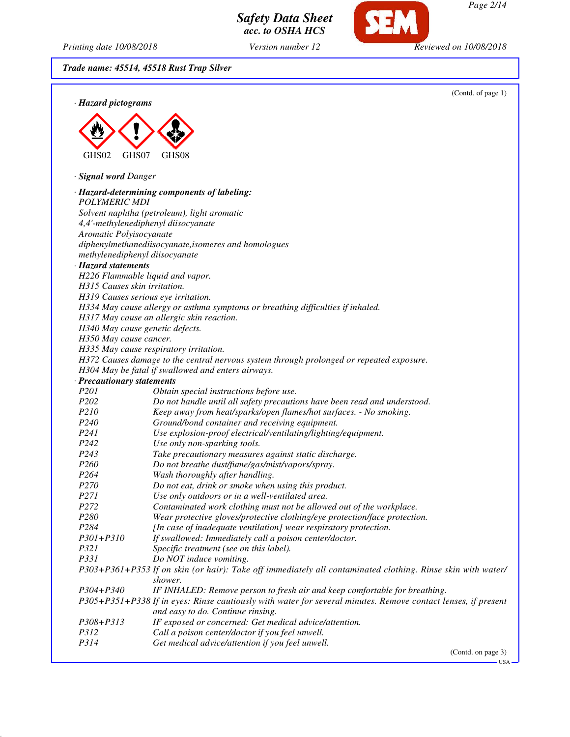*Trade name: 45514, 45518 Rust Trap Silver*

(Contd. of page 1)

· **Hazard pictograms**

GHS02 GHS07 GHS08

· **Signal word** Danger

· **Hazard-determining components of labeling:**

POLYMERIC MDI
Solvent naphtha (petroleum), light aromatic
4,4'-methylenediphenyl diisocyanate
Aromatic Polyisocyanate
diphenylmethanediisocyanate,isomeres and homologues
methylenediphenyl diisocyanate

· **Hazard statements**

H226 Flammable liquid and vapor.
H315 Causes skin irritation.
H319 Causes serious eye irritation.
H334 May cause allergy or asthma symptoms or breathing difficulties if inhaled.
H317 May cause an allergic skin reaction.
H340 May cause genetic defects.
H350 May cause cancer.
H335 May cause respiratory irritation.
H372 Causes damage to the central nervous system through prolonged or repeated exposure.
H304 May be fatal if swallowed and enters airways.

· **Precautionary statements**

| | |
|---|---|
| P201 | Obtain special instructions before use. |
| P202 | Do not handle until all safety precautions have been read and understood. |
| P210 | Keep away from heat/sparks/open flames/hot surfaces. - No smoking. |
| P240 | Ground/bond container and receiving equipment. |
| P241 | Use explosion-proof electrical/ventilating/lighting/equipment. |
| P242 | Use only non-sparking tools. |
| P243 | Take precautionary measures against static discharge. |
| P260 | Do not breathe dust/fume/gas/mist/vapors/spray. |
| P264 | Wash thoroughly after handling. |
| P270 | Do not eat, drink or smoke when using this product. |
| P271 | Use only outdoors or in a well-ventilated area. |
| P272 | Contaminated work clothing must not be allowed out of the workplace. |
| P280 | Wear protective gloves/protective clothing/eye protection/face protection. |
| P284 | [In case of inadequate ventilation] wear respiratory protection. |
| P301+P310 | If swallowed: Immediately call a poison center/doctor. |
| P321 | Specific treatment (see on this label). |
| P331 | Do NOT induce vomiting. |
| P303+P361+P353 | If on skin (or hair): Take off immediately all contaminated clothing. Rinse skin with water/shower. |
| P304+P340 | IF INHALED: Remove person to fresh air and keep comfortable for breathing. |
| P305+P351+P338 | If in eyes: Rinse cautiously with water for several minutes. Remove contact lenses, if present and easy to do. Continue rinsing. |
| P308+P313 | IF exposed or concerned: Get medical advice/attention. |
| P312 | Call a poison center/doctor if you feel unwell. |
| P314 | Get medical advice/attention if you feel unwell. |

(Contd. on page 3)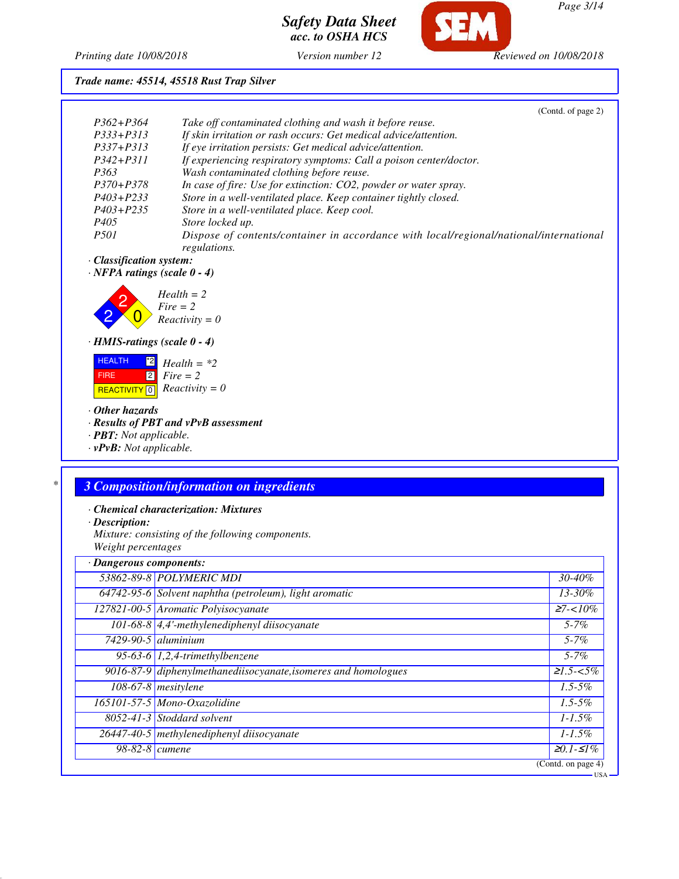*Trade name: 45514, 45518 Rust Trap Silver*

(Contd. of page 2)

| | |
|---|---|
| P362+P364 | Take off contaminated clothing and wash it before reuse. |
| P333+P313 | If skin irritation or rash occurs: Get medical advice/attention. |
| P337+P313 | If eye irritation persists: Get medical advice/attention. |
| P342+P311 | If experiencing respiratory symptoms: Call a poison center/doctor. |
| P363 | Wash contaminated clothing before reuse. |
| P370+P378 | In case of fire: Use for extinction: CO2, powder or water spray. |
| P403+P233 | Store in a well-ventilated place. Keep container tightly closed. |
| P403+P235 | Store in a well-ventilated place. Keep cool. |
| P405 | Store locked up. |
| P501 | Dispose of contents/container in accordance with local/regional/national/international regulations. |

· **Classification system:**

· **NFPA ratings (scale 0 - 4)**

Health = 2
Fire = 2
Reactivity = 0

· **HMIS-ratings (scale 0 - 4)**

| | |
|---|---|
| HEALTH | *2 |
| FIRE | 2 |
| REACTIVITY | 0 |

Health = *2
Fire = 2
Reactivity = 0

· **Other hazards**

· **Results of PBT and vPvB assessment**

· **PBT:** Not applicable.

· **vPvB:** Not applicable.

## 3 Composition/information on ingredients

· **Chemical characterization: Mixtures**

· **Description:**

Mixture: consisting of the following components.
Weight percentages

| · Dangerous components: | | |
|---|---|---|
| 53862-89-8 | POLYMERIC MDI | 30-40% |
| 64742-95-6 | Solvent naphtha (petroleum), light aromatic | 13-30% |
| 127821-00-5 | Aromatic Polyisocyanate | ≥7-<10% |
| 101-68-8 | 4,4'-methylenediphenyl diisocyanate | 5-7% |
| 7429-90-5 | aluminium | 5-7% |
| 95-63-6 | 1,2,4-trimethylbenzene | 5-7% |
| 9016-87-9 | diphenylmethanediisocyanate,isomeres and homologues | ≥1.5-<5% |
| 108-67-8 | mesitylene | 1.5-5% |
| 165101-57-5 | Mono-Oxazolidine | 1.5-5% |
| 8052-41-3 | Stoddard solvent | 1-1.5% |
| 26447-40-5 | methylenediphenyl diisocyanate | 1-1.5% |
| 98-82-8 | cumene | ≥0.1-≤1% |

(Contd. on page 4)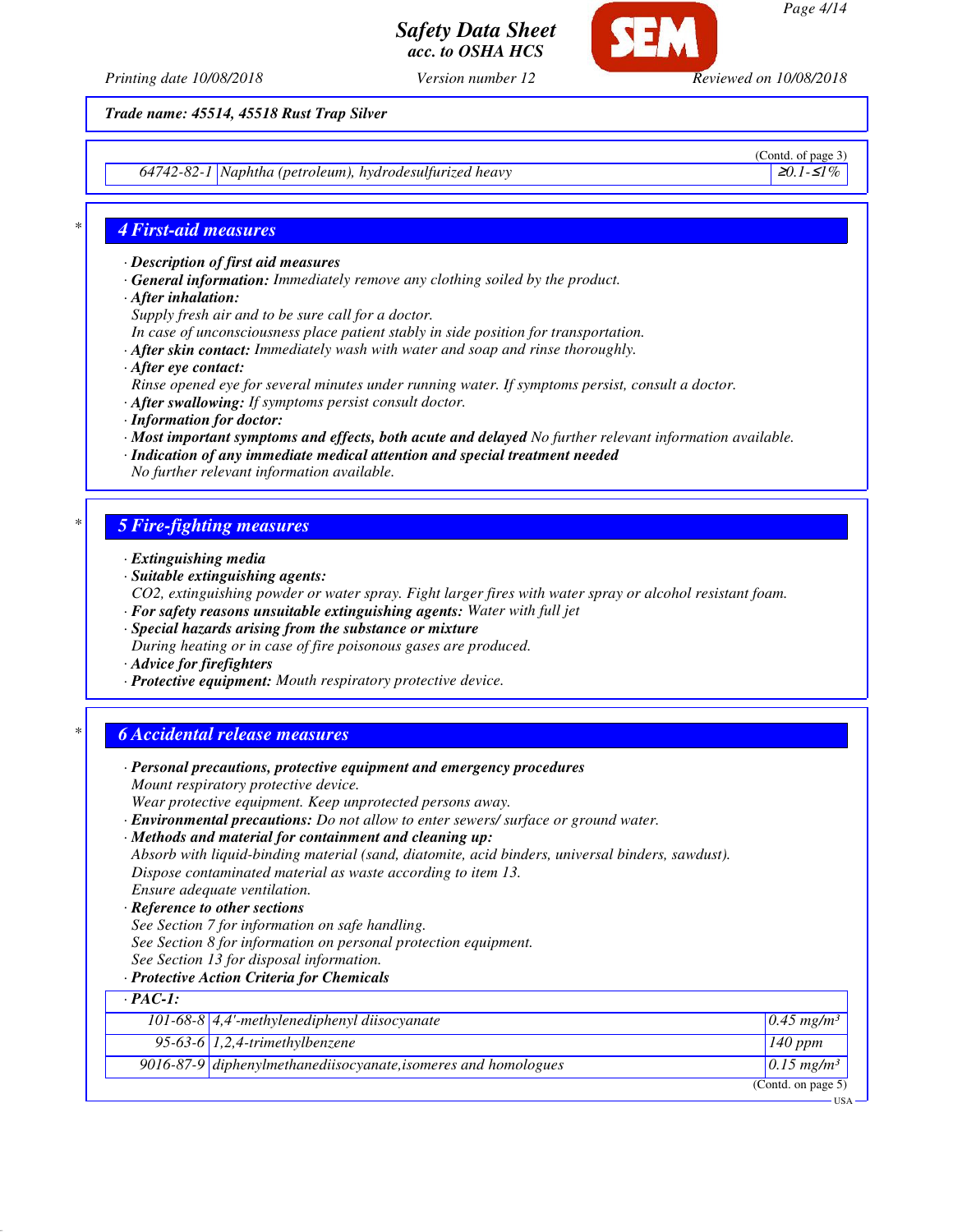Trade name: 45514, 45518 Rust Trap Silver

(Contd. of page 3)

| | | |
|---|---|---|
| 64742-82-1 | Naphtha (petroleum), hydrodesulfurized heavy | ≥0.1-≤1% |

## 4 First-aid measures

· **Description of first aid measures**
· **General information:** Immediately remove any clothing soiled by the product.
· **After inhalation:**
Supply fresh air and to be sure call for a doctor.
In case of unconsciousness place patient stably in side position for transportation.
· **After skin contact:** Immediately wash with water and soap and rinse thoroughly.
· **After eye contact:**
Rinse opened eye for several minutes under running water. If symptoms persist, consult a doctor.
· **After swallowing:** If symptoms persist consult doctor.
· **Information for doctor:**
· **Most important symptoms and effects, both acute and delayed** No further relevant information available.
· **Indication of any immediate medical attention and special treatment needed**
No further relevant information available.

## 5 Fire-fighting measures

· **Extinguishing media**
· **Suitable extinguishing agents:**
$CO_2$, extinguishing powder or water spray. Fight larger fires with water spray or alcohol resistant foam.
· **For safety reasons unsuitable extinguishing agents:** Water with full jet
· **Special hazards arising from the substance or mixture**
During heating or in case of fire poisonous gases are produced.
· **Advice for firefighters**
· **Protective equipment:** Mouth respiratory protective device.

## 6 Accidental release measures

· **Personal precautions, protective equipment and emergency procedures**
Mount respiratory protective device.
Wear protective equipment. Keep unprotected persons away.
· **Environmental precautions:** Do not allow to enter sewers/ surface or ground water.
· **Methods and material for containment and cleaning up:**
Absorb with liquid-binding material (sand, diatomite, acid binders, universal binders, sawdust).
Dispose contaminated material as waste according to item 13.
Ensure adequate ventilation.
· **Reference to other sections**
See Section 7 for information on safe handling.
See Section 8 for information on personal protection equipment.
See Section 13 for disposal information.
· **Protective Action Criteria for Chemicals**

| · PAC-1: | | |
|---|---|---|
| 101-68-8 | 4,4'-methylenediphenyl diisocyanate | 0.45 mg/m³ |
| 95-63-6 | 1,2,4-trimethylbenzene | 140 ppm |
| 9016-87-9 | diphenylmethanediisocyanate,isomeres and homologues | 0.15 mg/m³ |

(Contd. on page 5)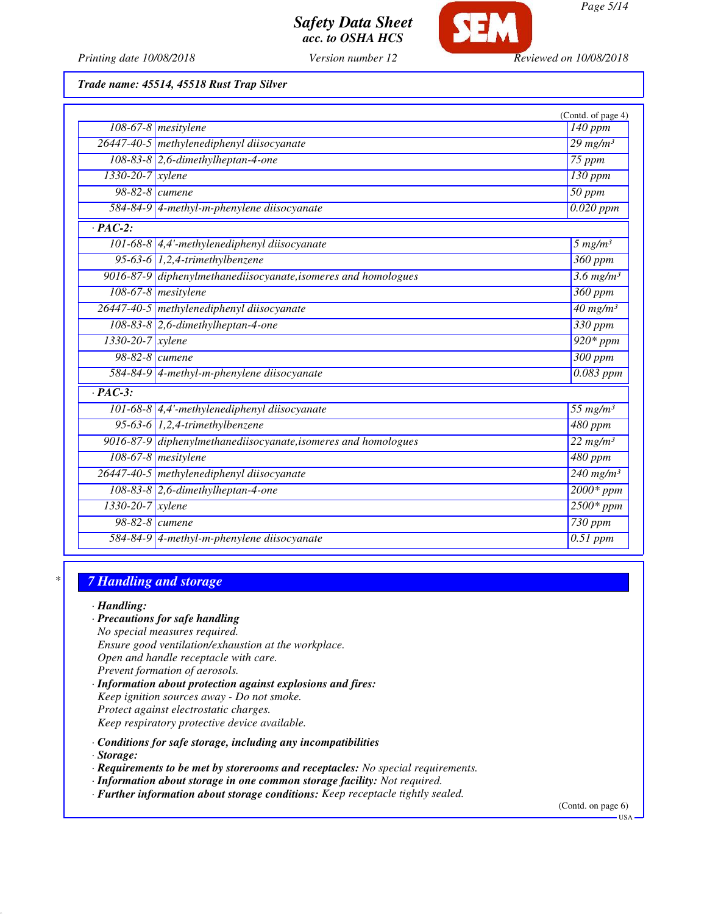Trade name: 45514, 45518 Rust Trap Silver

(Contd. of page 4)

| | | |
|---|---|---|
| 108-67-8 | mesitylene | 140 ppm |
| 26447-40-5 | methylenediphenyl diisocyanate | 29 mg/m³ |
| 108-83-8 | 2,6-dimethylheptan-4-one | 75 ppm |
| 1330-20-7 | xylene | 130 ppm |
| 98-82-8 | cumene | 50 ppm |
| 584-84-9 | 4-methyl-m-phenylene diisocyanate | 0.020 ppm |
| **· PAC-2:** | | |
| 101-68-8 | 4,4'-methylenediphenyl diisocyanate | 5 mg/m³ |
| 95-63-6 | 1,2,4-trimethylbenzene | 360 ppm |
| 9016-87-9 | diphenylmethanediisocyanate,isomeres and homologues | 3.6 mg/m³ |
| 108-67-8 | mesitylene | 360 ppm |
| 26447-40-5 | methylenediphenyl diisocyanate | 40 mg/m³ |
| 108-83-8 | 2,6-dimethylheptan-4-one | 330 ppm |
| 1330-20-7 | xylene | 920* ppm |
| 98-82-8 | cumene | 300 ppm |
| 584-84-9 | 4-methyl-m-phenylene diisocyanate | 0.083 ppm |
| **· PAC-3:** | | |
| 101-68-8 | 4,4'-methylenediphenyl diisocyanate | 55 mg/m³ |
| 95-63-6 | 1,2,4-trimethylbenzene | 480 ppm |
| 9016-87-9 | diphenylmethanediisocyanate,isomeres and homologues | 22 mg/m³ |
| 108-67-8 | mesitylene | 480 ppm |
| 26447-40-5 | methylenediphenyl diisocyanate | 240 mg/m³ |
| 108-83-8 | 2,6-dimethylheptan-4-one | 2000* ppm |
| 1330-20-7 | xylene | 2500* ppm |
| 98-82-8 | cumene | 730 ppm |
| 584-84-9 | 4-methyl-m-phenylene diisocyanate | 0.51 ppm |

## 7 Handling and storage

· **Handling:**
· **Precautions for safe handling**
No special measures required.
Ensure good ventilation/exhaustion at the workplace.
Open and handle receptacle with care.
Prevent formation of aerosols.
· **Information about protection against explosions and fires:**
Keep ignition sources away - Do not smoke.
Protect against electrostatic charges.
Keep respiratory protective device available.

· **Conditions for safe storage, including any incompatibilities**
· **Storage:**
· **Requirements to be met by storerooms and receptacles:** No special requirements.
· **Information about storage in one common storage facility:** Not required.
· **Further information about storage conditions:** Keep receptacle tightly sealed.

(Contd. on page 6)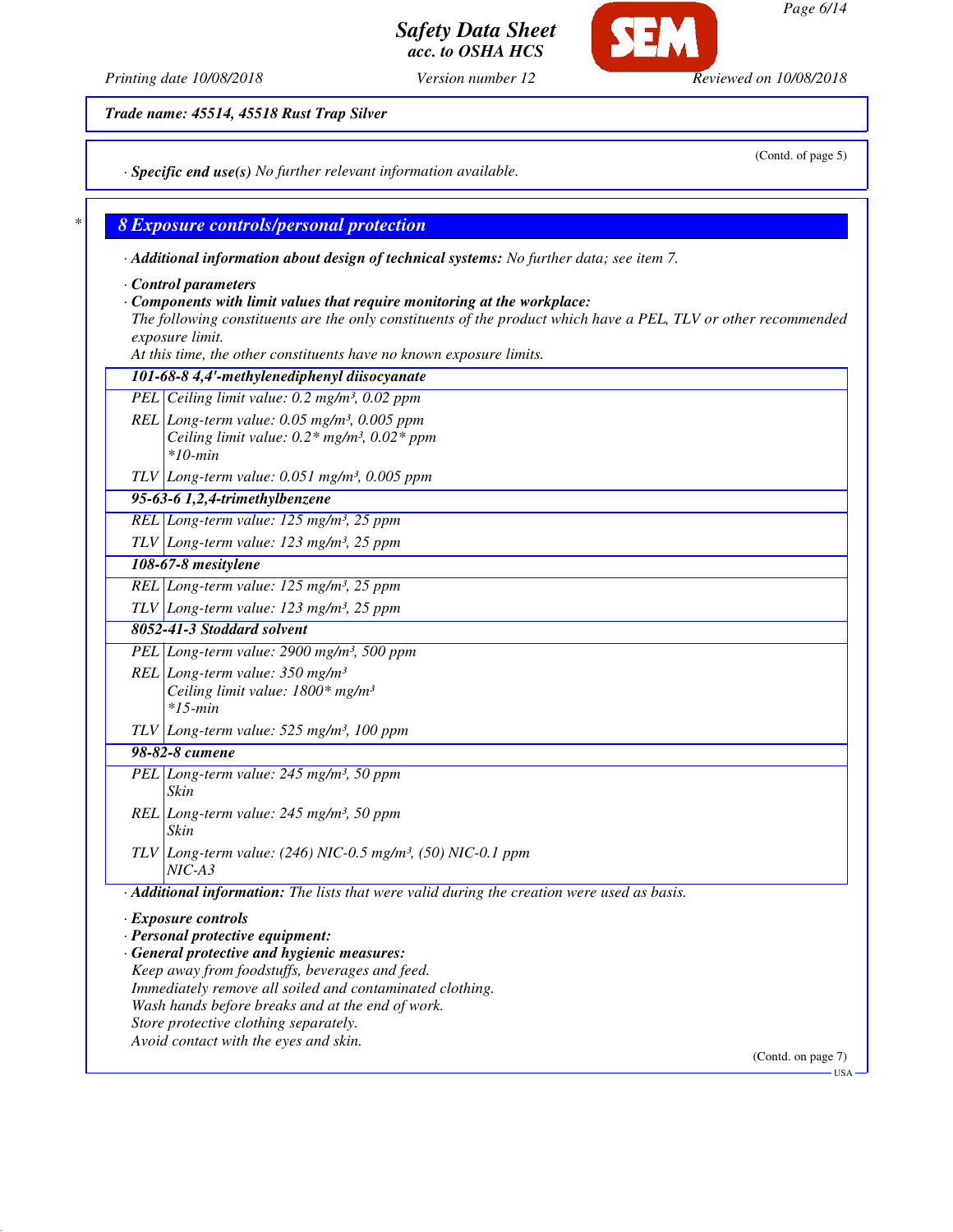Trade name: 45514, 45518 Rust Trap Silver

(Contd. of page 5)

· **Specific end use(s)** No further relevant information available.

## 8 Exposure controls/personal protection

· **Additional information about design of technical systems:** No further data; see item 7.

· **Control parameters**

· **Components with limit values that require monitoring at the workplace:**

The following constituents are the only constituents of the product which have a PEL, TLV or other recommended exposure limit.

At this time, the other constituents have no known exposure limits.

| 101-68-8 4,4'-methylenediphenyl diisocyanate | |
|---|---|
| PEL | Ceiling limit value: 0.2 mg/m³, 0.02 ppm |
| REL | Long-term value: 0.05 mg/m³, 0.005 ppm<br>Ceiling limit value: 0.2* mg/m³, 0.02* ppm<br>*10-min |
| TLV | Long-term value: 0.051 mg/m³, 0.005 ppm |
| **95-63-6 1,2,4-trimethylbenzene** | |
| REL | Long-term value: 125 mg/m³, 25 ppm |
| TLV | Long-term value: 123 mg/m³, 25 ppm |
| **108-67-8 mesitylene** | |
| REL | Long-term value: 125 mg/m³, 25 ppm |
| TLV | Long-term value: 123 mg/m³, 25 ppm |
| **8052-41-3 Stoddard solvent** | |
| PEL | Long-term value: 2900 mg/m³, 500 ppm |
| REL | Long-term value: 350 mg/m³<br>Ceiling limit value: 1800* mg/m³<br>*15-min |
| TLV | Long-term value: 525 mg/m³, 100 ppm |
| **98-82-8 cumene** | |
| PEL | Long-term value: 245 mg/m³, 50 ppm<br>Skin |
| REL | Long-term value: 245 mg/m³, 50 ppm<br>Skin |
| TLV | Long-term value: (246) NIC-0.5 mg/m³, (50) NIC-0.1 ppm<br>NIC-A3 |

· **Additional information:** The lists that were valid during the creation were used as basis.

· **Exposure controls**

· **Personal protective equipment:**

· **General protective and hygienic measures:**

Keep away from foodstuffs, beverages and feed.
Immediately remove all soiled and contaminated clothing.
Wash hands before breaks and at the end of work.
Store protective clothing separately.
Avoid contact with the eyes and skin.

(Contd. on page 7)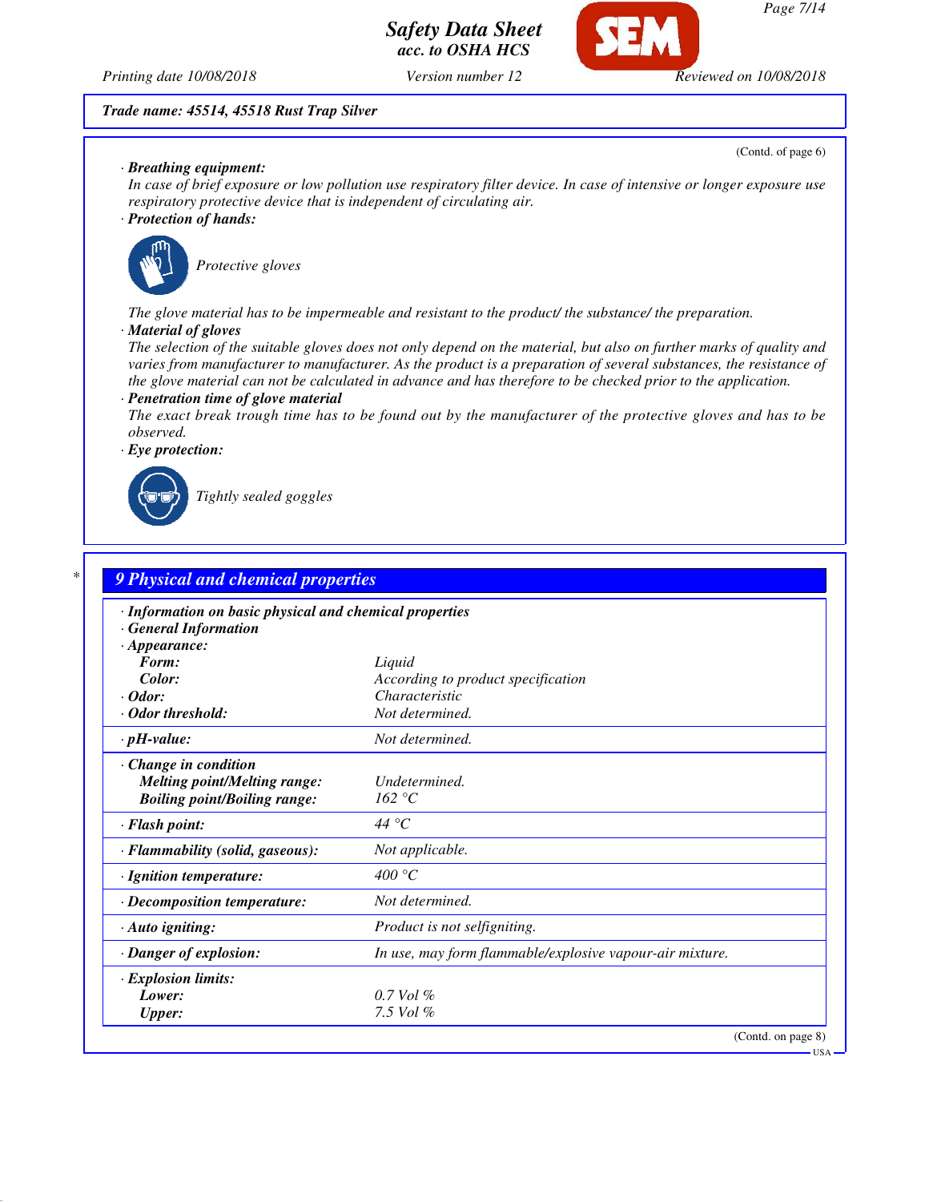**Trade name: 45514, 45518 Rust Trap Silver**

(Contd. of page 6)

· **Breathing equipment:**
In case of brief exposure or low pollution use respiratory filter device. In case of intensive or longer exposure use respiratory protective device that is independent of circulating air.

· **Protection of hands:**

Protective gloves

The glove material has to be impermeable and resistant to the product/ the substance/ the preparation.

· **Material of gloves**
The selection of the suitable gloves does not only depend on the material, but also on further marks of quality and varies from manufacturer to manufacturer. As the product is a preparation of several substances, the resistance of the glove material can not be calculated in advance and has therefore to be checked prior to the application.

· **Penetration time of glove material**
The exact break trough time has to be found out by the manufacturer of the protective gloves and has to be observed.

· **Eye protection:**

Tightly sealed goggles

## * 9 Physical and chemical properties

· **Information on basic physical and chemical properties**
· **General Information**
· **Appearance:**

| | |
|---|---|
| **Form:** | Liquid |
| **Color:** | According to product specification |
| · **Odor:** | Characteristic |
| · **Odor threshold:** | Not determined. |
| · **pH-value:** | Not determined. |
| · **Change in condition** | |
| **Melting point/Melting range:** | Undetermined. |
| **Boiling point/Boiling range:** | 162 °C |
| · **Flash point:** | 44 °C |
| · **Flammability (solid, gaseous):** | Not applicable. |
| · **Ignition temperature:** | 400 °C |
| · **Decomposition temperature:** | Not determined. |
| · **Auto igniting:** | Product is not selfigniting. |
| · **Danger of explosion:** | In use, may form flammable/explosive vapour-air mixture. |
| · **Explosion limits:** | |
| **Lower:** | 0.7 Vol % |
| **Upper:** | 7.5 Vol % |

(Contd. on page 8)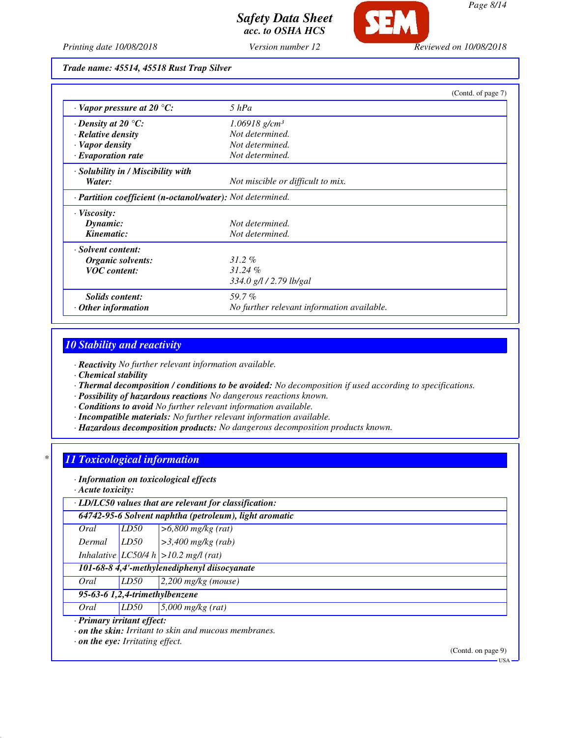**Trade name: 45514, 45518 Rust Trap Silver**

(Contd. of page 7)

| | |
|---|---|
| · **Vapor pressure at 20 °C:** | 5 hPa |
| · **Density at 20 °C:** | 1.06918 g/cm³ |
| · **Relative density** | Not determined. |
| · **Vapor density** | Not determined. |
| · **Evaporation rate** | Not determined. |
| · **Solubility in / Miscibility with Water:** | Not miscible or difficult to mix. |
| · **Partition coefficient (n-octanol/water):** | Not determined. |
| · **Viscosity:** | |
| **Dynamic:** | Not determined. |
| **Kinematic:** | Not determined. |
| · **Solvent content:** | |
| **Organic solvents:** | 31.2 % |
| **VOC content:** | 31.24 % |
| | 334.0 g/l / 2.79 lb/gal |
| **Solids content:** | 59.7 % |
| · **Other information** | No further relevant information available. |

## 10 Stability and reactivity

· **Reactivity** No further relevant information available.
· **Chemical stability**
· **Thermal decomposition / conditions to be avoided:** No decomposition if used according to specifications.
· **Possibility of hazardous reactions** No dangerous reactions known.
· **Conditions to avoid** No further relevant information available.
· **Incompatible materials:** No further relevant information available.
· **Hazardous decomposition products:** No dangerous decomposition products known.

## 11 Toxicological information

· **Information on toxicological effects**
· **Acute toxicity:**

| · **LD/LC50 values that are relevant for classification:** | | |
|---|---|---|
| **64742-95-6 Solvent naphtha (petroleum), light aromatic** | | |
| Oral | LD50 | >6,800 mg/kg (rat) |
| Dermal | LD50 | >3,400 mg/kg (rab) |
| Inhalative | LC50/4 h | >10.2 mg/l (rat) |
| **101-68-8 4,4'-methylenediphenyl diisocyanate** | | |
| Oral | LD50 | 2,200 mg/kg (mouse) |
| **95-63-6 1,2,4-trimethylbenzene** | | |
| Oral | LD50 | 5,000 mg/kg (rat) |

· **Primary irritant effect:**
· **on the skin:** Irritant to skin and mucous membranes.
· **on the eye:** Irritating effect.

(Contd. on page 9)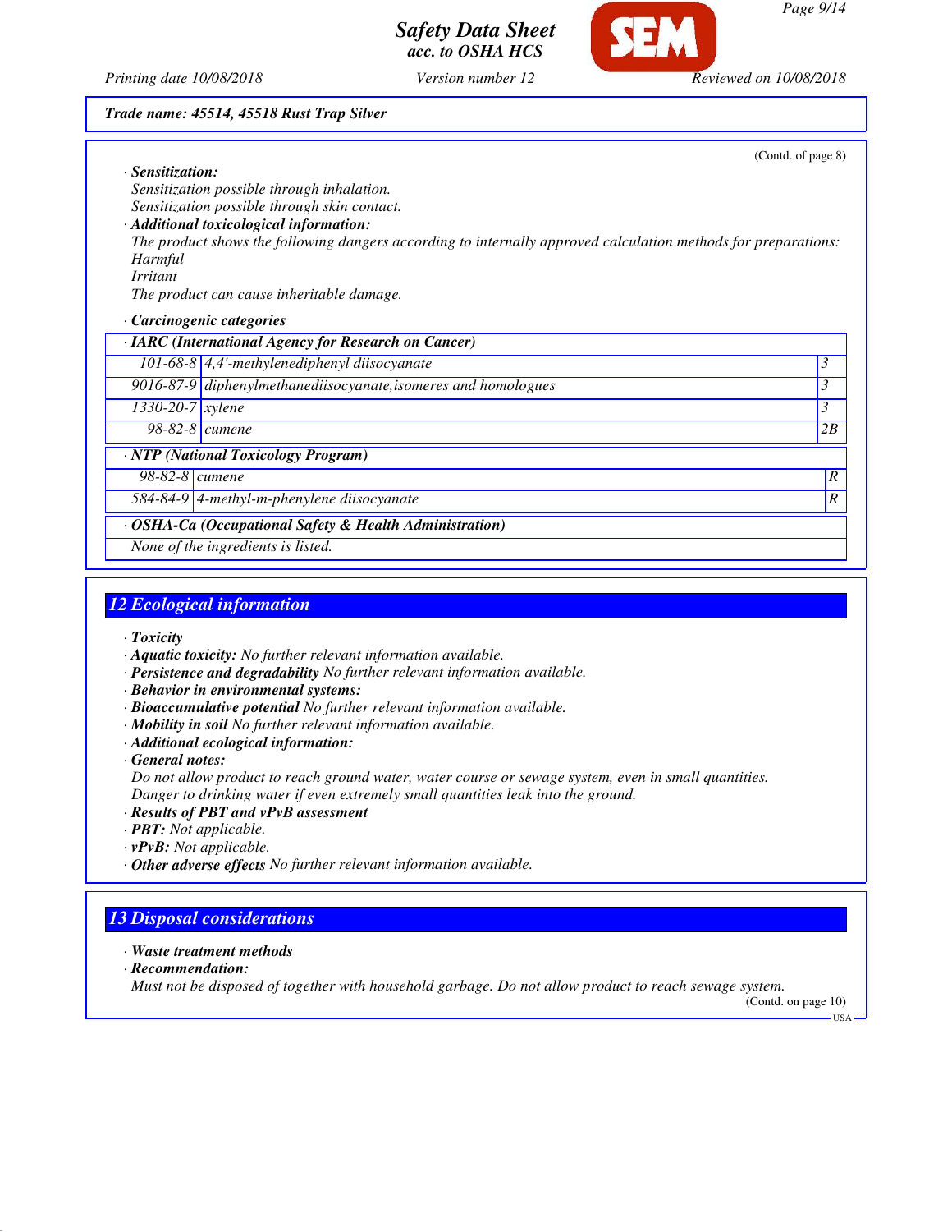**Trade name: 45514, 45518 Rust Trap Silver**

(Contd. of page 8)

· **Sensitization:**
Sensitization possible through inhalation.
Sensitization possible through skin contact.

· **Additional toxicological information:**
The product shows the following dangers according to internally approved calculation methods for preparations:
Harmful
Irritant
The product can cause inheritable damage.

· **Carcinogenic categories**

| · IARC (International Agency for Research on Cancer) | | |
|---|---|---|
| 101-68-8 | 4,4'-methylenediphenyl diisocyanate | 3 |
| 9016-87-9 | diphenylmethanediisocyanate,isomeres and homologues | 3 |
| 1330-20-7 | xylene | 3 |
| 98-82-8 | cumene | 2B |

| · NTP (National Toxicology Program) | | |
|---|---|---|
| 98-82-8 | cumene | R |
| 584-84-9 | 4-methyl-m-phenylene diisocyanate | R |

| · OSHA-Ca (Occupational Safety & Health Administration) |
|---|
| None of the ingredients is listed. |

## 12 Ecological information

· **Toxicity**
· **Aquatic toxicity:** No further relevant information available.
· **Persistence and degradability** No further relevant information available.
· **Behavior in environmental systems:**
· **Bioaccumulative potential** No further relevant information available.
· **Mobility in soil** No further relevant information available.
· **Additional ecological information:**
· **General notes:**
Do not allow product to reach ground water, water course or sewage system, even in small quantities.
Danger to drinking water if even extremely small quantities leak into the ground.
· **Results of PBT and vPvB assessment**
· **PBT:** Not applicable.
· **vPvB:** Not applicable.
· **Other adverse effects** No further relevant information available.

## 13 Disposal considerations

· **Waste treatment methods**
· **Recommendation:**
Must not be disposed of together with household garbage. Do not allow product to reach sewage system.

(Contd. on page 10)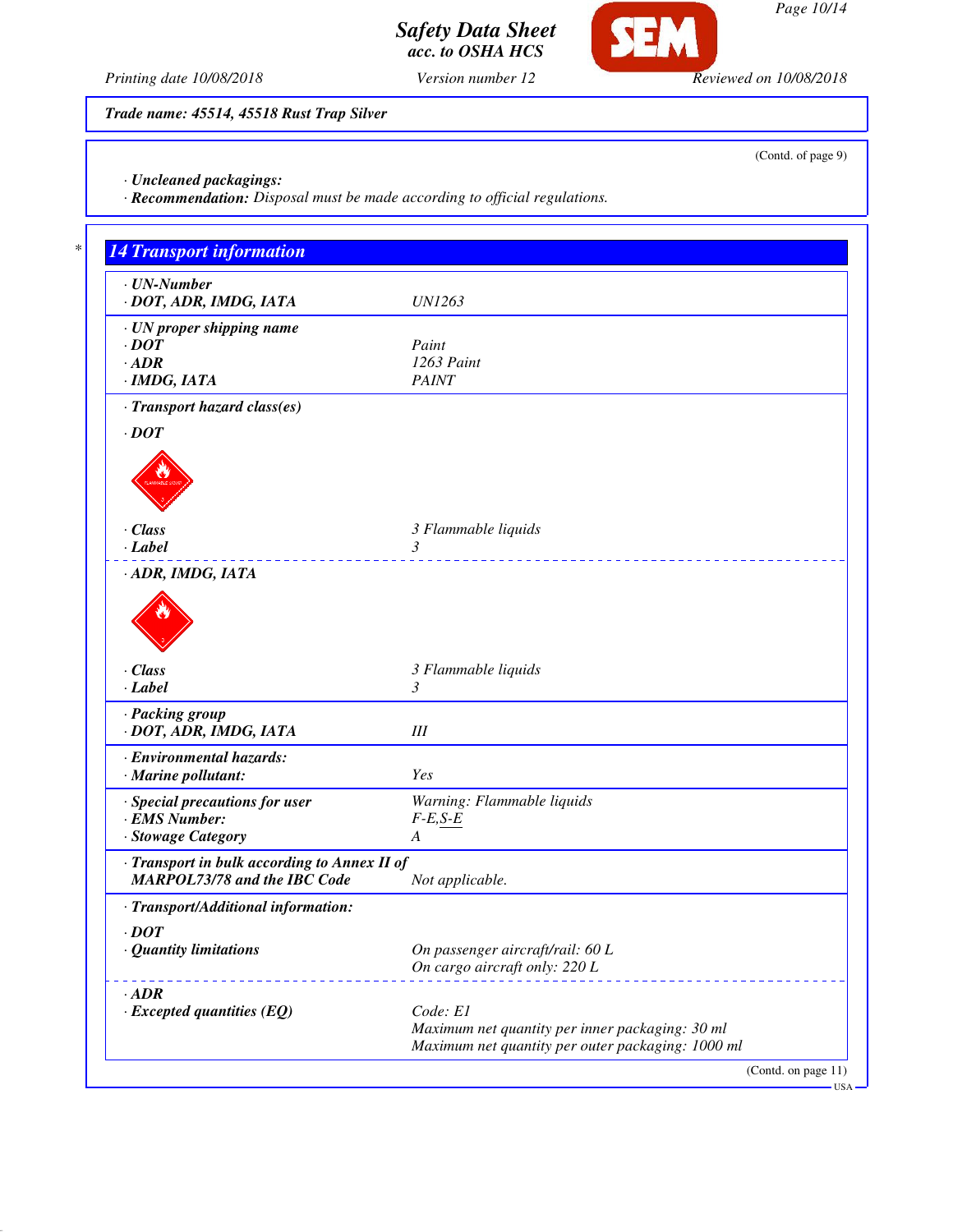Trade name: 45514, 45518 Rust Trap Silver

(Contd. of page 9)

· **Uncleaned packagings:**
· **Recommendation:** Disposal must be made according to official regulations.

## 14 Transport information

| | |
|---|---|
| · **UN-Number** | |
| · **DOT, ADR, IMDG, IATA** | UN1263 |
| · **UN proper shipping name** | |
| · **DOT** | Paint |
| · **ADR** | 1263 Paint |
| · **IMDG, IATA** | PAINT |
| · **Transport hazard class(es)** | |
| · **DOT** | |
| · **Class** | 3 Flammable liquids |
| · **Label** | 3 |
| · **ADR, IMDG, IATA** | |
| · **Class** | 3 Flammable liquids |
| · **Label** | 3 |
| · **Packing group** | |
| · **DOT, ADR, IMDG, IATA** | III |
| · **Environmental hazards:** | |
| · **Marine pollutant:** | Yes |
| · **Special precautions for user** | Warning: Flammable liquids |
| · **EMS Number:** | F-E,S-E |
| · **Stowage Category** | A |
| · **Transport in bulk according to Annex II of MARPOL73/78 and the IBC Code** | Not applicable. |
| · **Transport/Additional information:** | |
| · **DOT** | |
| · **Quantity limitations** | On passenger aircraft/rail: 60 L<br>On cargo aircraft only: 220 L |
| · **ADR** | |
| · **Excepted quantities (EQ)** | Code: E1<br>Maximum net quantity per inner packaging: 30 ml<br>Maximum net quantity per outer packaging: 1000 ml |

(Contd. on page 11)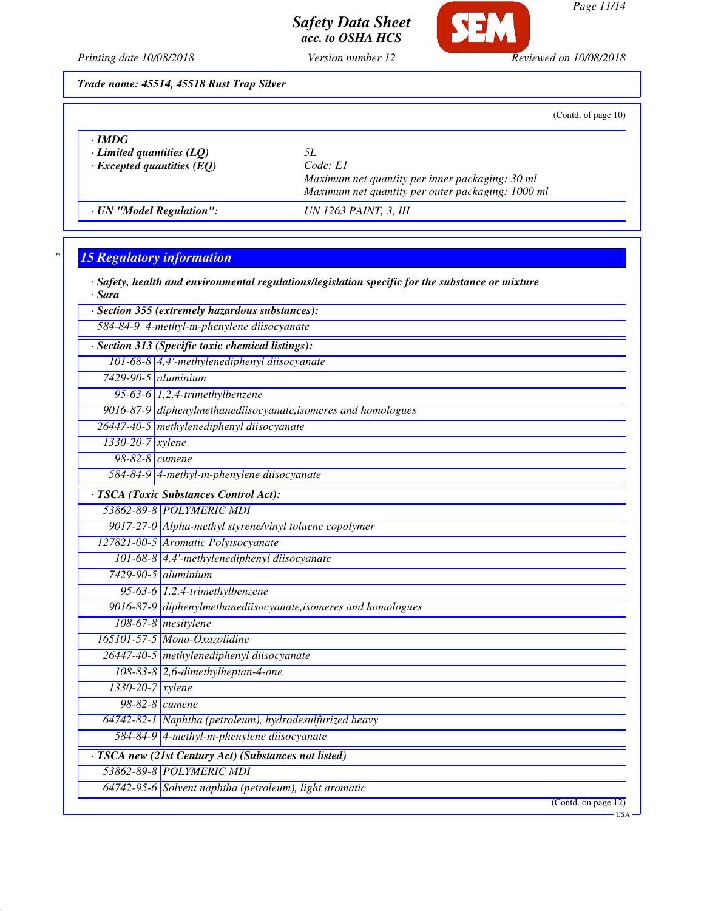Trade name: 45514, 45518 Rust Trap Silver

(Contd. of page 10)

| | |
|---|---|
| · **IMDG** | |
| · **Limited quantities (LQ)** | 5L |
| · **Excepted quantities (EQ)** | Code: E1<br>Maximum net quantity per inner packaging: 30 ml<br>Maximum net quantity per outer packaging: 1000 ml |
| · **UN "Model Regulation":** | UN 1263 PAINT, 3, III |

## 15 Regulatory information

· **Safety, health and environmental regulations/legislation specific for the substance or mixture**
· **Sara**

| · **Section 355 (extremely hazardous substances):** | |
|---|---|
| 584-84-9 | 4-methyl-m-phenylene diisocyanate |

| · **Section 313 (Specific toxic chemical listings):** | |
|---|---|
| 101-68-8 | 4,4'-methylenediphenyl diisocyanate |
| 7429-90-5 | aluminium |
| 95-63-6 | 1,2,4-trimethylbenzene |
| 9016-87-9 | diphenylmethanediisocyanate,isomeres and homologues |
| 26447-40-5 | methylenediphenyl diisocyanate |
| 1330-20-7 | xylene |
| 98-82-8 | cumene |
| 584-84-9 | 4-methyl-m-phenylene diisocyanate |

| · **TSCA (Toxic Substances Control Act):** | |
|---|---|
| 53862-89-8 | POLYMERIC MDI |
| 9017-27-0 | Alpha-methyl styrene/vinyl toluene copolymer |
| 127821-00-5 | Aromatic Polyisocyanate |
| 101-68-8 | 4,4'-methylenediphenyl diisocyanate |
| 7429-90-5 | aluminium |
| 95-63-6 | 1,2,4-trimethylbenzene |
| 9016-87-9 | diphenylmethanediisocyanate,isomeres and homologues |
| 108-67-8 | mesitylene |
| 165101-57-5 | Mono-Oxazolidine |
| 26447-40-5 | methylenediphenyl diisocyanate |
| 108-83-8 | 2,6-dimethylheptan-4-one |
| 1330-20-7 | xylene |
| 98-82-8 | cumene |
| 64742-82-1 | Naphtha (petroleum), hydrodesulfurized heavy |
| 584-84-9 | 4-methyl-m-phenylene diisocyanate |

| · **TSCA new (21st Century Act) (Substances not listed)** | |
|---|---|
| 53862-89-8 | POLYMERIC MDI |
| 64742-95-6 | Solvent naphtha (petroleum), light aromatic |

(Contd. on page 12)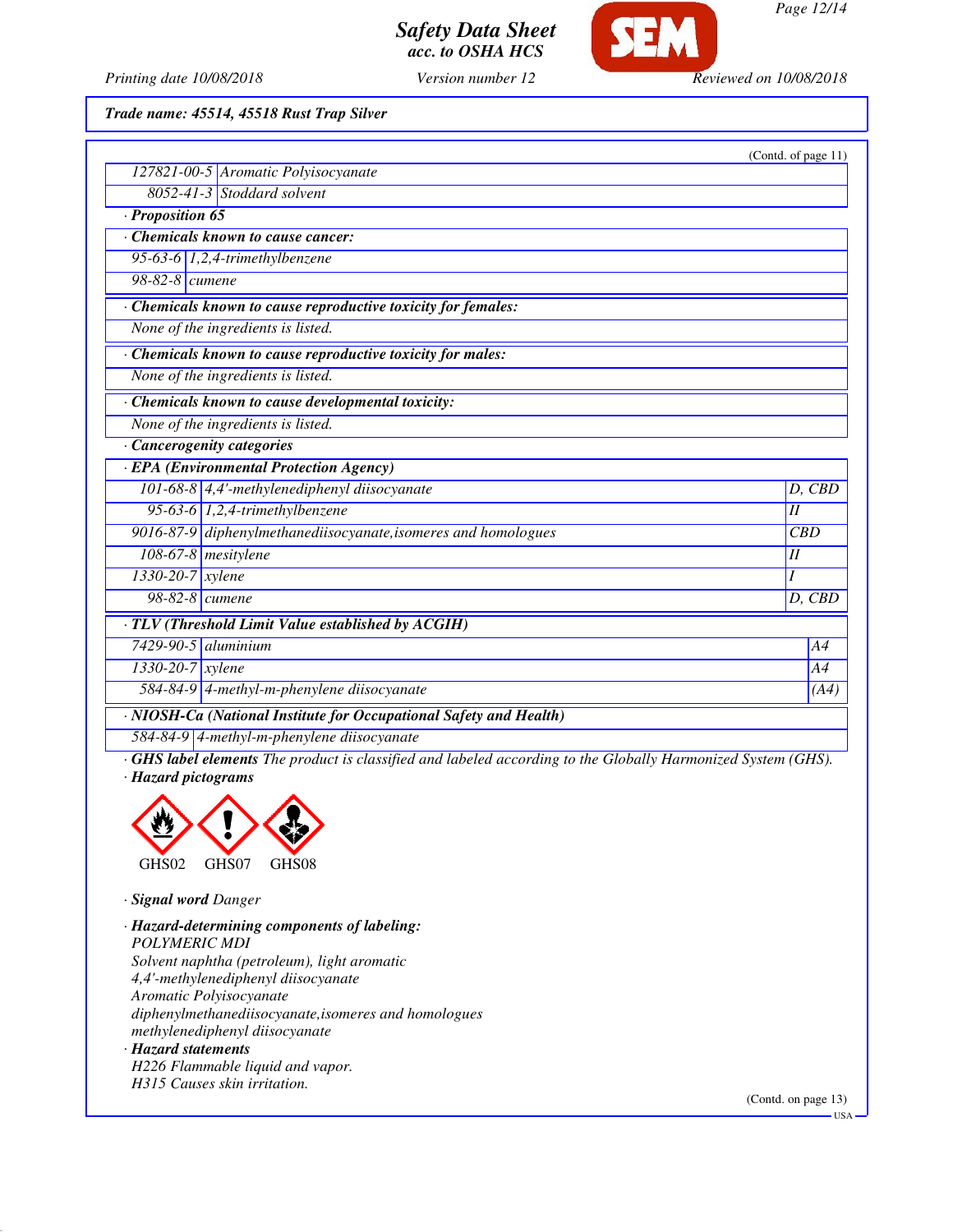Trade name: 45514, 45518 Rust Trap Silver

(Contd. of page 11)

| | |
|---|---|
| 127821-00-5 | Aromatic Polyisocyanate |
| 8052-41-3 | Stoddard solvent |

· **Proposition 65**

· **Chemicals known to cause cancer:**

| | |
|---|---|
| 95-63-6 | 1,2,4-trimethylbenzene |
| 98-82-8 | cumene |

· **Chemicals known to cause reproductive toxicity for females:**

None of the ingredients is listed.

· **Chemicals known to cause reproductive toxicity for males:**

None of the ingredients is listed.

· **Chemicals known to cause developmental toxicity:**

None of the ingredients is listed.

· **Cancerogenity categories**

· **EPA (Environmental Protection Agency)**

| | | |
|---|---|---|
| 101-68-8 | 4,4'-methylenediphenyl diisocyanate | D, CBD |
| 95-63-6 | 1,2,4-trimethylbenzene | II |
| 9016-87-9 | diphenylmethanediisocyanate,isomeres and homologues | CBD |
| 108-67-8 | mesitylene | II |
| 1330-20-7 | xylene | I |
| 98-82-8 | cumene | D, CBD |

· **TLV (Threshold Limit Value established by ACGIH)**

| | | |
|---|---|---|
| 7429-90-5 | aluminium | A4 |
| 1330-20-7 | xylene | A4 |
| 584-84-9 | 4-methyl-m-phenylene diisocyanate | (A4) |

· **NIOSH-Ca (National Institute for Occupational Safety and Health)**

| | |
|---|---|
| 584-84-9 | 4-methyl-m-phenylene diisocyanate |

· **GHS label elements** The product is classified and labeled according to the Globally Harmonized System (GHS).

· **Hazard pictograms**

GHS02 GHS07 GHS08

· **Signal word** Danger

· **Hazard-determining components of labeling:**
POLYMERIC MDI
Solvent naphtha (petroleum), light aromatic
4,4'-methylenediphenyl diisocyanate
Aromatic Polyisocyanate
diphenylmethanediisocyanate,isomeres and homologues
methylenediphenyl diisocyanate

· **Hazard statements**
H226 Flammable liquid and vapor.
H315 Causes skin irritation.

(Contd. on page 13)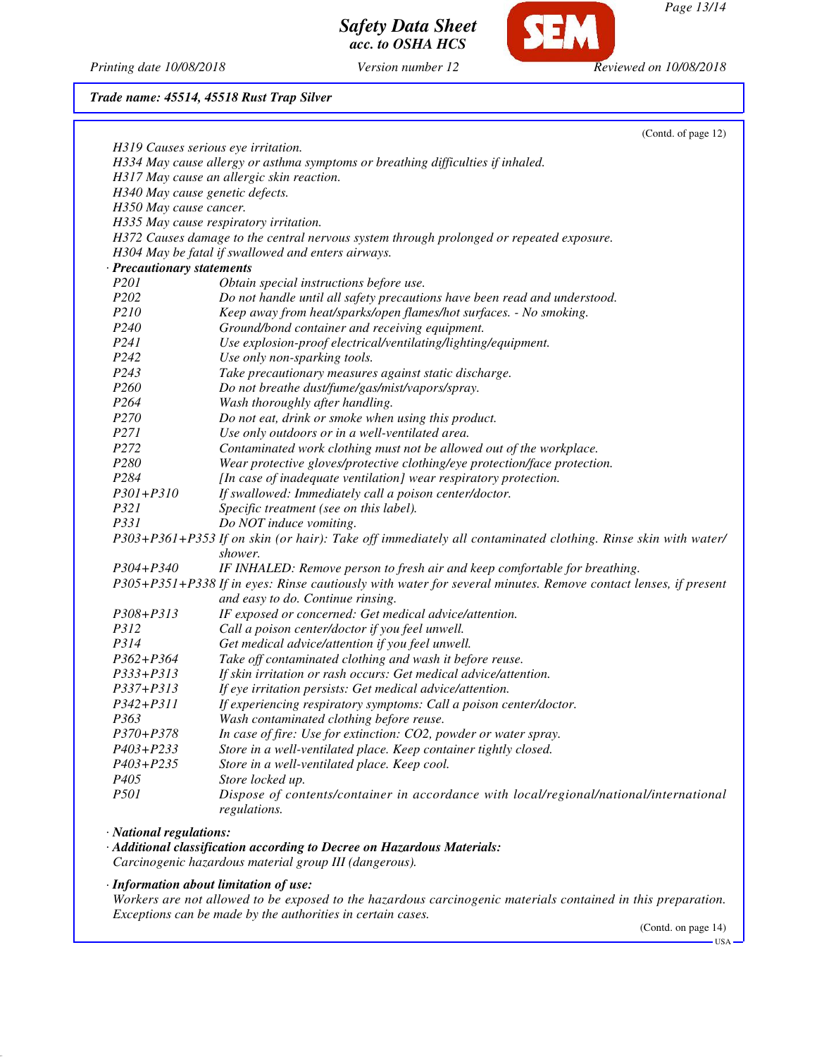Trade name: 45514, 45518 Rust Trap Silver

(Contd. of page 12)

H319 Causes serious eye irritation.
H334 May cause allergy or asthma symptoms or breathing difficulties if inhaled.
H317 May cause an allergic skin reaction.
H340 May cause genetic defects.
H350 May cause cancer.
H335 May cause respiratory irritation.
H372 Causes damage to the central nervous system through prolonged or repeated exposure.
H304 May be fatal if swallowed and enters airways.

· **Precautionary statements**

| | |
|---|---|
| P201 | Obtain special instructions before use. |
| P202 | Do not handle until all safety precautions have been read and understood. |
| P210 | Keep away from heat/sparks/open flames/hot surfaces. - No smoking. |
| P240 | Ground/bond container and receiving equipment. |
| P241 | Use explosion-proof electrical/ventilating/lighting/equipment. |
| P242 | Use only non-sparking tools. |
| P243 | Take precautionary measures against static discharge. |
| P260 | Do not breathe dust/fume/gas/mist/vapors/spray. |
| P264 | Wash thoroughly after handling. |
| P270 | Do not eat, drink or smoke when using this product. |
| P271 | Use only outdoors or in a well-ventilated area. |
| P272 | Contaminated work clothing must not be allowed out of the workplace. |
| P280 | Wear protective gloves/protective clothing/eye protection/face protection. |
| P284 | [In case of inadequate ventilation] wear respiratory protection. |
| P301+P310 | If swallowed: Immediately call a poison center/doctor. |
| P321 | Specific treatment (see on this label). |
| P331 | Do NOT induce vomiting. |
| P303+P361+P353 | If on skin (or hair): Take off immediately all contaminated clothing. Rinse skin with water/shower. |
| P304+P340 | IF INHALED: Remove person to fresh air and keep comfortable for breathing. |
| P305+P351+P338 | If in eyes: Rinse cautiously with water for several minutes. Remove contact lenses, if present and easy to do. Continue rinsing. |
| P308+P313 | IF exposed or concerned: Get medical advice/attention. |
| P312 | Call a poison center/doctor if you feel unwell. |
| P314 | Get medical advice/attention if you feel unwell. |
| P362+P364 | Take off contaminated clothing and wash it before reuse. |
| P333+P313 | If skin irritation or rash occurs: Get medical advice/attention. |
| P337+P313 | If eye irritation persists: Get medical advice/attention. |
| P342+P311 | If experiencing respiratory symptoms: Call a poison center/doctor. |
| P363 | Wash contaminated clothing before reuse. |
| P370+P378 | In case of fire: Use for extinction: CO2, powder or water spray. |
| P403+P233 | Store in a well-ventilated place. Keep container tightly closed. |
| P403+P235 | Store in a well-ventilated place. Keep cool. |
| P405 | Store locked up. |
| P501 | Dispose of contents/container in accordance with local/regional/national/international regulations. |

· **National regulations:**

· **Additional classification according to Decree on Hazardous Materials:**
Carcinogenic hazardous material group III (dangerous).

· **Information about limitation of use:**
Workers are not allowed to be exposed to the hazardous carcinogenic materials contained in this preparation. Exceptions can be made by the authorities in certain cases.

(Contd. on page 14)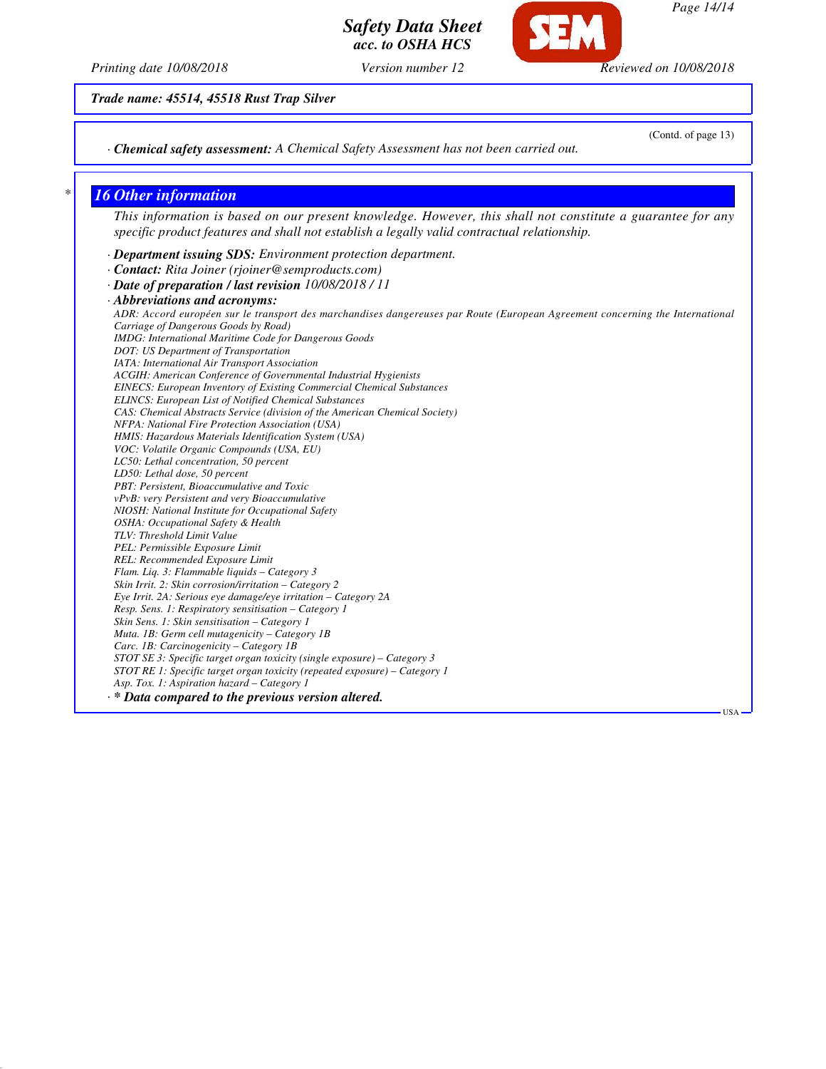**Trade name: 45514, 45518 Rust Trap Silver**

(Contd. of page 13)

· **Chemical safety assessment:** A Chemical Safety Assessment has not been carried out.

## * 16 Other information

This information is based on our present knowledge. However, this shall not constitute a guarantee for any specific product features and shall not establish a legally valid contractual relationship.

· **Department issuing SDS:** Environment protection department.
· **Contact:** Rita Joiner (rjoiner@semproducts.com)
· **Date of preparation / last revision** 10/08/2018 / 11
· **Abbreviations and acronyms:**
ADR: Accord européen sur le transport des marchandises dangereuses par Route (European Agreement concerning the International Carriage of Dangerous Goods by Road)
IMDG: International Maritime Code for Dangerous Goods
DOT: US Department of Transportation
IATA: International Air Transport Association
ACGIH: American Conference of Governmental Industrial Hygienists
EINECS: European Inventory of Existing Commercial Chemical Substances
ELINCS: European List of Notified Chemical Substances
CAS: Chemical Abstracts Service (division of the American Chemical Society)
NFPA: National Fire Protection Association (USA)
HMIS: Hazardous Materials Identification System (USA)
VOC: Volatile Organic Compounds (USA, EU)
LC50: Lethal concentration, 50 percent
LD50: Lethal dose, 50 percent
PBT: Persistent, Bioaccumulative and Toxic
vPvB: very Persistent and very Bioaccumulative
NIOSH: National Institute for Occupational Safety
OSHA: Occupational Safety & Health
TLV: Threshold Limit Value
PEL: Permissible Exposure Limit
REL: Recommended Exposure Limit
Flam. Liq. 3: Flammable liquids – Category 3
Skin Irrit. 2: Skin corrosion/irritation – Category 2
Eye Irrit. 2A: Serious eye damage/eye irritation – Category 2A
Resp. Sens. 1: Respiratory sensitisation – Category 1
Skin Sens. 1: Skin sensitisation – Category 1
Muta. 1B: Germ cell mutagenicity – Category 1B
Carc. 1B: Carcinogenicity – Category 1B
STOT SE 3: Specific target organ toxicity (single exposure) – Category 3
STOT RE 1: Specific target organ toxicity (repeated exposure) – Category 1
Asp. Tox. 1: Aspiration hazard – Category 1

· **\* Data compared to the previous version altered.**